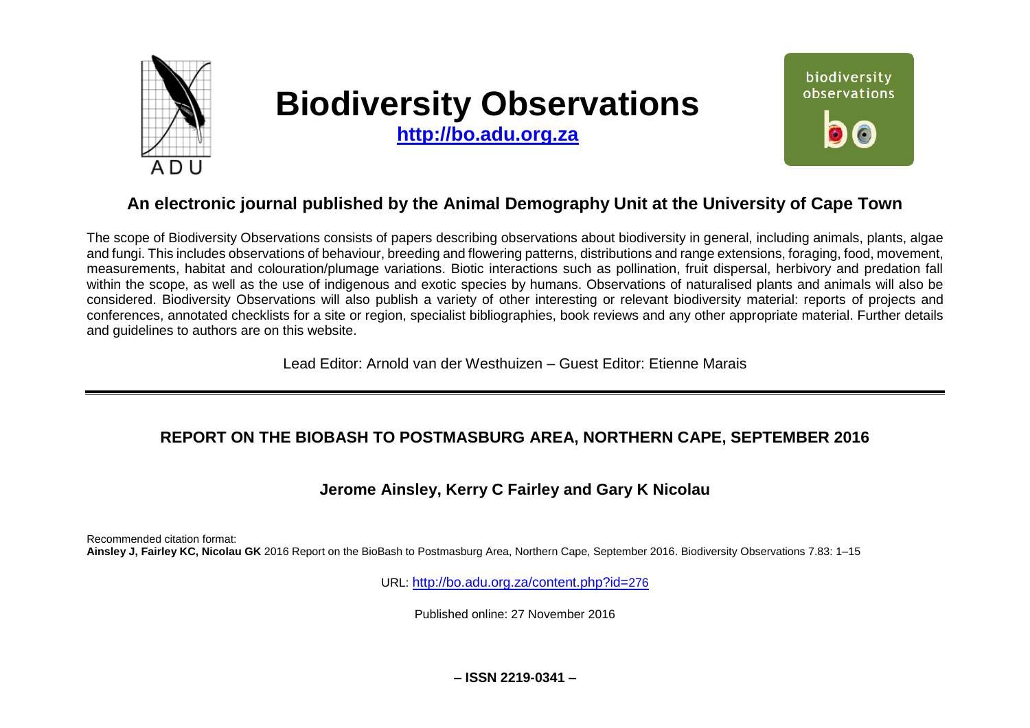# Biodiversity Observations

**http://bo.adu.org.za**

## An electronic journal published by the Animal Demography Unit at the University of Cape Town

The scope of Biodiversity Observations consists of papers describing observations about biodiversity in general, including animals, plants, algae and fungi. This includes observations of behaviour, breeding and flowering patterns, distributions and range extensions, foraging, food, movement, measurements, habitat and colouration/plumage variations. Biotic interactions such as pollination, fruit dispersal, herbivory and predation fall within the scope, as well as the use of indigenous and exotic species by humans. Observations of naturalised plants and animals will also be considered. Biodiversity Observations will also publish a variety of other interesting or relevant biodiversity material: reports of projects and conferences, annotated checklists for a site or region, specialist bibliographies, book reviews and any other appropriate material. Further details and guidelines to authors are on this website.

Lead Editor: Arnold van der Westhuizen – Guest Editor: Etienne Marais

---

# REPORT ON THE BIOBASH TO POSTMASBURG AREA, NORTHERN CAPE, SEPTEMBER 2016

### Jerome Ainsley, Kerry C Fairley and Gary K Nicolau

Recommended citation format:
**Ainsley J, Fairley KC, Nicolau GK** 2016 Report on the BioBash to Postmasburg Area, Northern Cape, September 2016. Biodiversity Observations 7.83: 1–15

URL: http://bo.adu.org.za/content.php?id=276

Published online: 27 November 2016

**– ISSN 2219-0341 –**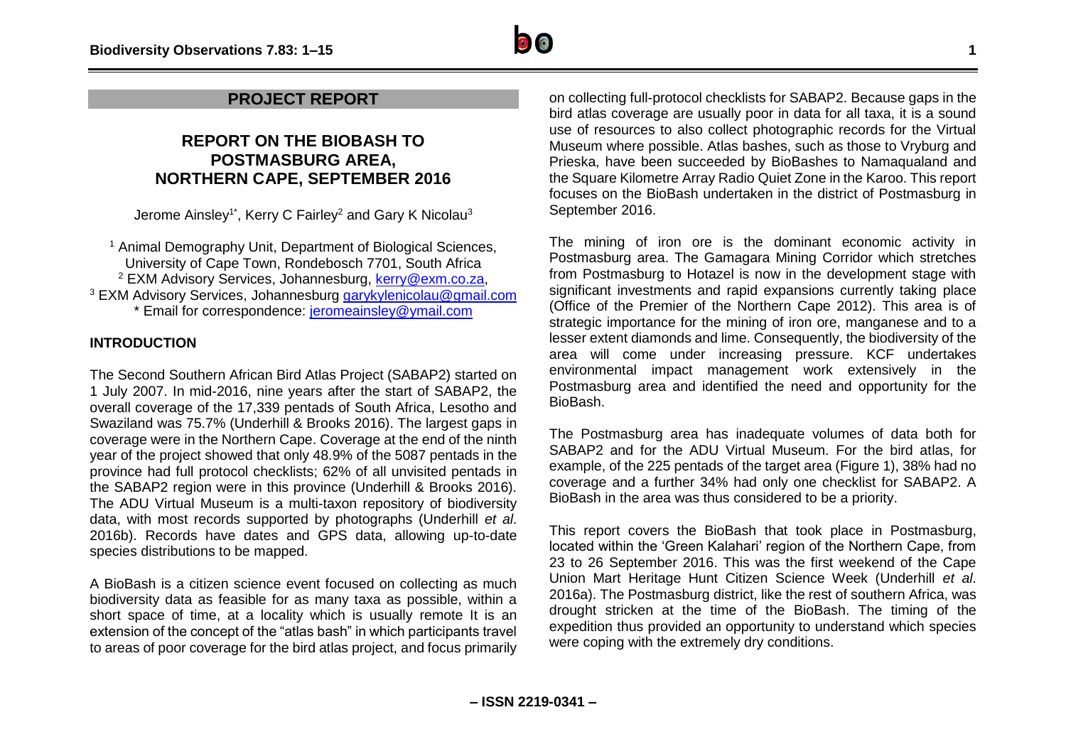## PROJECT REPORT

# REPORT ON THE BIOBASH TO POSTMASBURG AREA, NORTHERN CAPE, SEPTEMBER 2016

Jerome Ainsley[1*], Kerry C Fairley[2] and Gary K Nicolau[3]

[1] Animal Demography Unit, Department of Biological Sciences, University of Cape Town, Rondebosch 7701, South Africa
[2] EXM Advisory Services, Johannesburg, kerry@exm.co.za,
[3] EXM Advisory Services, Johannesburg garykylenicolau@gmail.com
\* Email for correspondence: jeromeainsley@ymail.com

### INTRODUCTION

The Second Southern African Bird Atlas Project (SABAP2) started on 1 July 2007. In mid-2016, nine years after the start of SABAP2, the overall coverage of the 17,339 pentads of South Africa, Lesotho and Swaziland was 75.7% (Underhill & Brooks 2016). The largest gaps in coverage were in the Northern Cape. Coverage at the end of the ninth year of the project showed that only 48.9% of the 5087 pentads in the province had full protocol checklists; 62% of all unvisited pentads in the SABAP2 region were in this province (Underhill & Brooks 2016). The ADU Virtual Museum is a multi-taxon repository of biodiversity data, with most records supported by photographs (Underhill *et al*. 2016b). Records have dates and GPS data, allowing up-to-date species distributions to be mapped.

A BioBash is a citizen science event focused on collecting as much biodiversity data as feasible for as many taxa as possible, within a short space of time, at a locality which is usually remote It is an extension of the concept of the "atlas bash" in which participants travel to areas of poor coverage for the bird atlas project, and focus primarily on collecting full-protocol checklists for SABAP2. Because gaps in the bird atlas coverage are usually poor in data for all taxa, it is a sound use of resources to also collect photographic records for the Virtual Museum where possible. Atlas bashes, such as those to Vryburg and Prieska, have been succeeded by BioBashes to Namaqualand and the Square Kilometre Array Radio Quiet Zone in the Karoo. This report focuses on the BioBash undertaken in the district of Postmasburg in September 2016.

The mining of iron ore is the dominant economic activity in Postmasburg area. The Gamagara Mining Corridor which stretches from Postmasburg to Hotazel is now in the development stage with significant investments and rapid expansions currently taking place (Office of the Premier of the Northern Cape 2012). This area is of strategic importance for the mining of iron ore, manganese and to a lesser extent diamonds and lime. Consequently, the biodiversity of the area will come under increasing pressure. KCF undertakes environmental impact management work extensively in the Postmasburg area and identified the need and opportunity for the BioBash.

The Postmasburg area has inadequate volumes of data both for SABAP2 and for the ADU Virtual Museum. For the bird atlas, for example, of the 225 pentads of the target area (Figure 1), 38% had no coverage and a further 34% had only one checklist for SABAP2. A BioBash in the area was thus considered to be a priority.

This report covers the BioBash that took place in Postmasburg, located within the 'Green Kalahari' region of the Northern Cape, from 23 to 26 September 2016. This was the first weekend of the Cape Union Mart Heritage Hunt Citizen Science Week (Underhill *et al*. 2016a). The Postmasburg district, like the rest of southern Africa, was drought stricken at the time of the BioBash. The timing of the expedition thus provided an opportunity to understand which species were coping with the extremely dry conditions.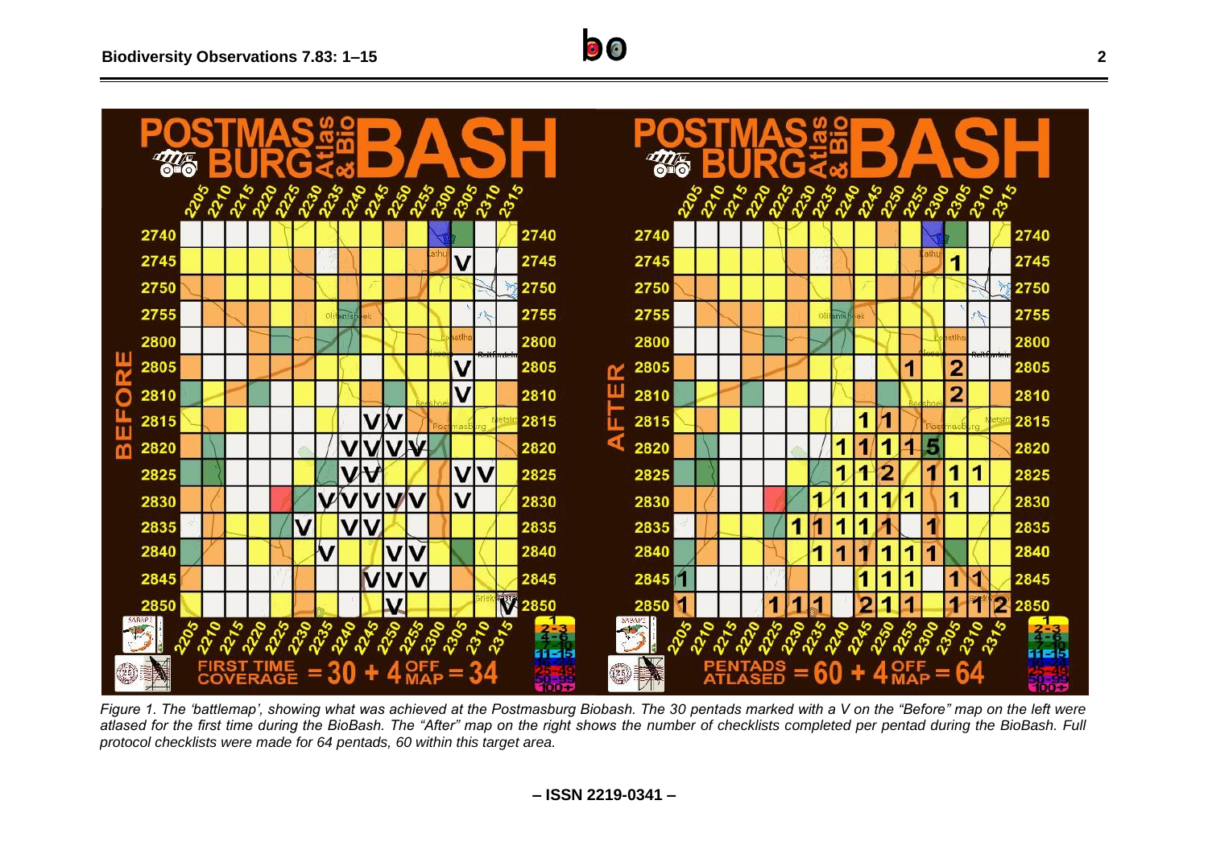*Figure 1. The 'battlemap', showing what was achieved at the Postmasburg Biobash. The 30 pentads marked with a V on the "Before" map on the left were atlased for the first time during the BioBash. The "After" map on the right shows the number of checklists completed per pentad during the BioBash. Full protocol checklists were made for 64 pentads, 60 within this target area.*

**– ISSN 2219-0341 –**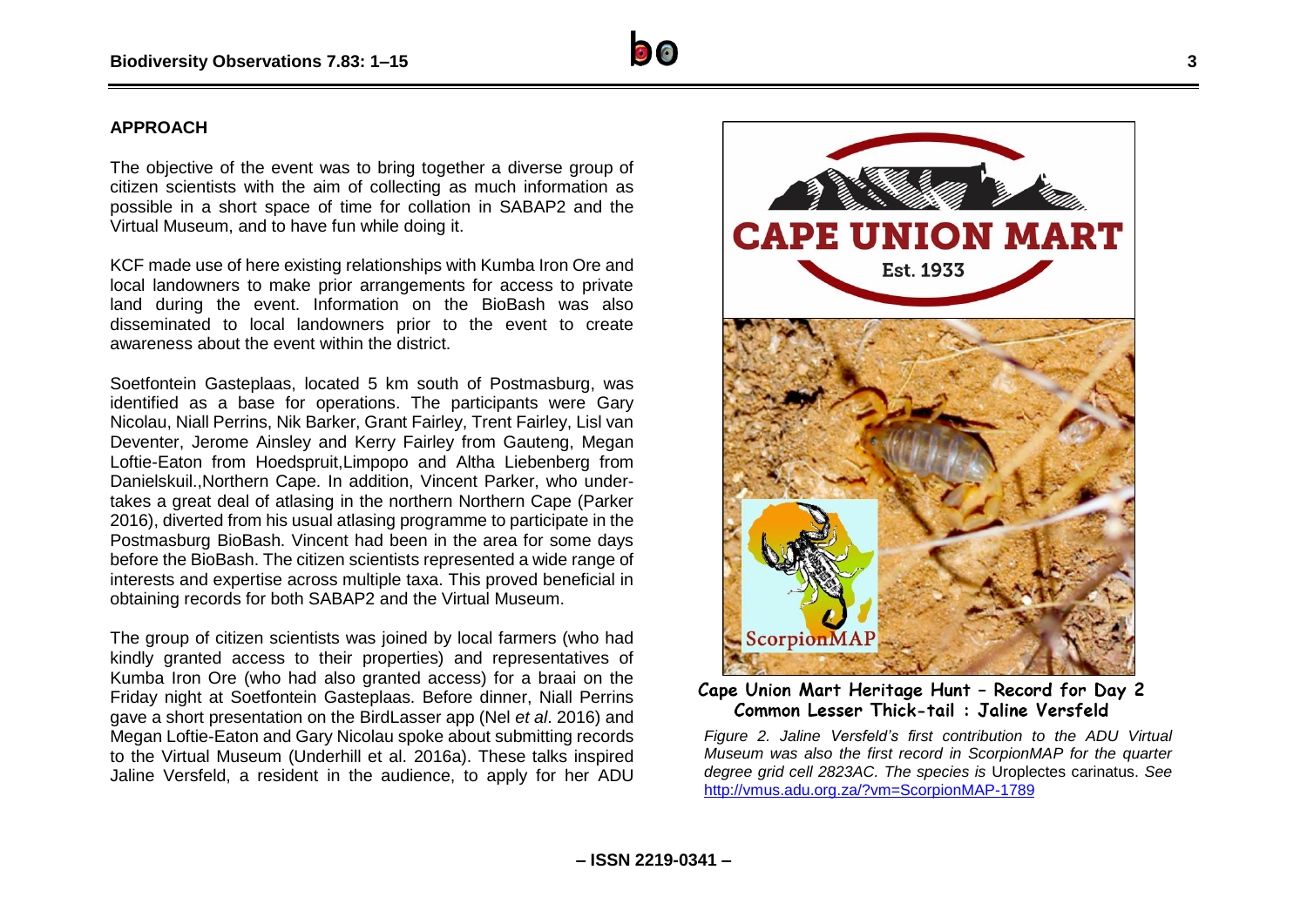## APPROACH

The objective of the event was to bring together a diverse group of citizen scientists with the aim of collecting as much information as possible in a short space of time for collation in SABAP2 and the Virtual Museum, and to have fun while doing it.

KCF made use of here existing relationships with Kumba Iron Ore and local landowners to make prior arrangements for access to private land during the event. Information on the BioBash was also disseminated to local landowners prior to the event to create awareness about the event within the district.

Soetfontein Gasteplaas, located 5 km south of Postmasburg, was identified as a base for operations. The participants were Gary Nicolau, Niall Perrins, Nik Barker, Grant Fairley, Trent Fairley, Lisl van Deventer, Jerome Ainsley and Kerry Fairley from Gauteng, Megan Loftie-Eaton from Hoedspruit,Limpopo and Altha Liebenberg from Danielskuil.,Northern Cape. In addition, Vincent Parker, who undertakes a great deal of atlasing in the northern Northern Cape (Parker 2016), diverted from his usual atlasing programme to participate in the Postmasburg BioBash. Vincent had been in the area for some days before the BioBash. The citizen scientists represented a wide range of interests and expertise across multiple taxa. This proved beneficial in obtaining records for both SABAP2 and the Virtual Museum.

The group of citizen scientists was joined by local farmers (who had kindly granted access to their properties) and representatives of Kumba Iron Ore (who had also granted access) for a braai on the Friday night at Soetfontein Gasteplaas. Before dinner, Niall Perrins gave a short presentation on the BirdLasser app (Nel *et al*. 2016) and Megan Loftie-Eaton and Gary Nicolau spoke about submitting records to the Virtual Museum (Underhill et al. 2016a). These talks inspired Jaline Versfeld, a resident in the audience, to apply for her ADU

CAPE UNION MART

Est. 1933

ScorpionMAP

**Cape Union Mart Heritage Hunt – Record for Day 2**
**Common Lesser Thick-tail : Jaline Versfeld**

*Figure 2. Jaline Versfeld's first contribution to the ADU Virtual Museum was also the first record in ScorpionMAP for the quarter degree grid cell 2823AC. The species is* Uroplectes carinatus. *See* http://vmus.adu.org.za/?vm=ScorpionMAP-1789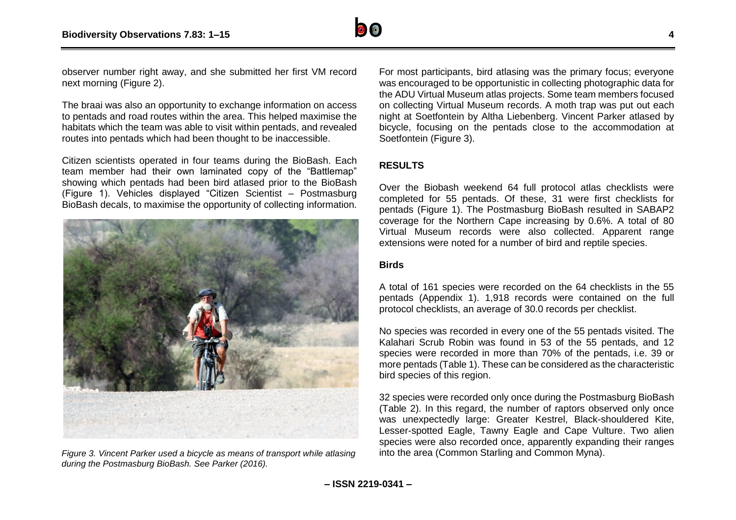observer number right away, and she submitted her first VM record next morning (Figure 2).

The braai was also an opportunity to exchange information on access to pentads and road routes within the area. This helped maximise the habitats which the team was able to visit within pentads, and revealed routes into pentads which had been thought to be inaccessible.

Citizen scientists operated in four teams during the BioBash. Each team member had their own laminated copy of the "Battlemap" showing which pentads had been bird atlased prior to the BioBash (Figure 1). Vehicles displayed "Citizen Scientist – Postmasburg BioBash decals, to maximise the opportunity of collecting information.

*Figure 3. Vincent Parker used a bicycle as means of transport while atlasing during the Postmasburg BioBash. See Parker (2016).*

For most participants, bird atlasing was the primary focus; everyone was encouraged to be opportunistic in collecting photographic data for the ADU Virtual Museum atlas projects. Some team members focused on collecting Virtual Museum records. A moth trap was put out each night at Soetfontein by Altha Liebenberg. Vincent Parker atlased by bicycle, focusing on the pentads close to the accommodation at Soetfontein (Figure 3).

## RESULTS

Over the Biobash weekend 64 full protocol atlas checklists were completed for 55 pentads. Of these, 31 were first checklists for pentads (Figure 1). The Postmasburg BioBash resulted in SABAP2 coverage for the Northern Cape increasing by 0.6%. A total of 80 Virtual Museum records were also collected. Apparent range extensions were noted for a number of bird and reptile species.

### Birds

A total of 161 species were recorded on the 64 checklists in the 55 pentads (Appendix 1). 1,918 records were contained on the full protocol checklists, an average of 30.0 records per checklist.

No species was recorded in every one of the 55 pentads visited. The Kalahari Scrub Robin was found in 53 of the 55 pentads, and 12 species were recorded in more than 70% of the pentads, i.e. 39 or more pentads (Table 1). These can be considered as the characteristic bird species of this region.

32 species were recorded only once during the Postmasburg BioBash (Table 2). In this regard, the number of raptors observed only once was unexpectedly large: Greater Kestrel, Black-shouldered Kite, Lesser-spotted Eagle, Tawny Eagle and Cape Vulture. Two alien species were also recorded once, apparently expanding their ranges into the area (Common Starling and Common Myna).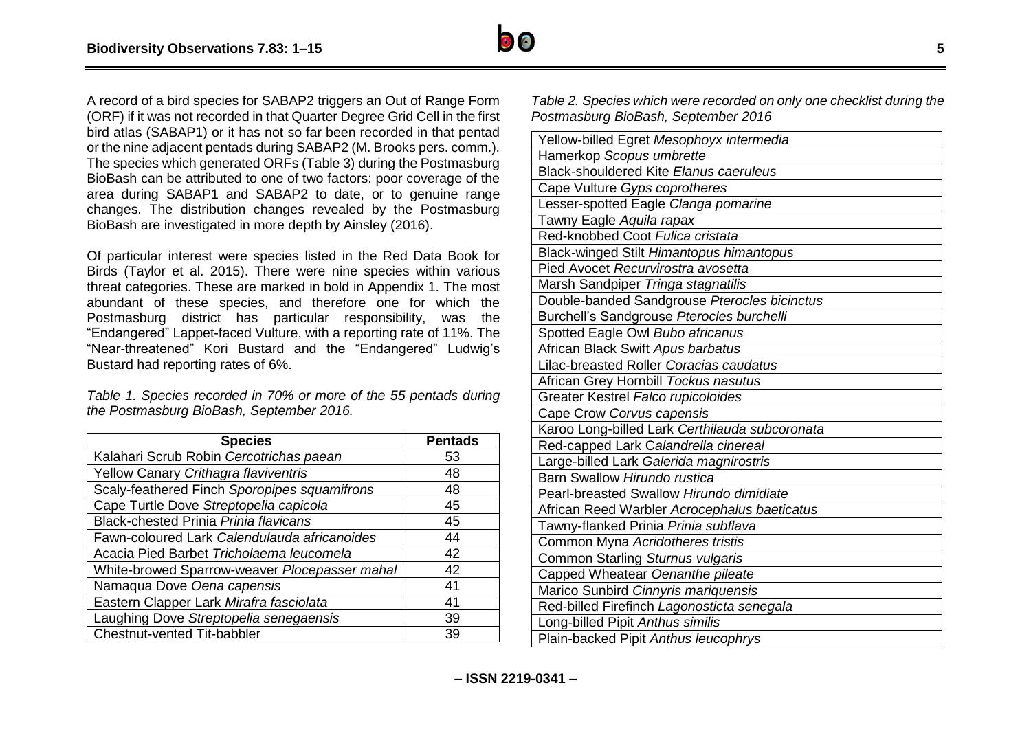A record of a bird species for SABAP2 triggers an Out of Range Form (ORF) if it was not recorded in that Quarter Degree Grid Cell in the first bird atlas (SABAP1) or it has not so far been recorded in that pentad or the nine adjacent pentads during SABAP2 (M. Brooks pers. comm.). The species which generated ORFs (Table 3) during the Postmasburg BioBash can be attributed to one of two factors: poor coverage of the area during SABAP1 and SABAP2 to date, or to genuine range changes. The distribution changes revealed by the Postmasburg BioBash are investigated in more depth by Ainsley (2016).

Of particular interest were species listed in the Red Data Book for Birds (Taylor et al. 2015). There were nine species within various threat categories. These are marked in bold in Appendix 1. The most abundant of these species, and therefore one for which the Postmasburg district has particular responsibility, was the "Endangered" Lappet-faced Vulture, with a reporting rate of 11%. The "Near-threatened" Kori Bustard and the "Endangered" Ludwig's Bustard had reporting rates of 6%.

*Table 1. Species recorded in 70% or more of the 55 pentads during the Postmasburg BioBash, September 2016.*

| Species | Pentads |
|---|---|
| Kalahari Scrub Robin *Cercotrichas paean* | 53 |
| Yellow Canary *Crithagra flaviventris* | 48 |
| Scaly-feathered Finch *Sporopipes squamifrons* | 48 |
| Cape Turtle Dove *Streptopelia capicola* | 45 |
| Black-chested Prinia *Prinia flavicans* | 45 |
| Fawn-coloured Lark *Calendulauda africanoides* | 44 |
| Acacia Pied Barbet *Tricholaema leucomela* | 42 |
| White-browed Sparrow-weaver *Plocepasser mahal* | 42 |
| Namaqua Dove *Oena capensis* | 41 |
| Eastern Clapper Lark *Mirafra fasciolata* | 41 |
| Laughing Dove *Streptopelia senegaensis* | 39 |
| Chestnut-vented Tit-babbler | 39 |

*Table 2. Species which were recorded on only one checklist during the Postmasburg BioBash, September 2016*

| |
|---|
| Yellow-billed Egret *Mesophoyx intermedia* |
| Hamerkop *Scopus umbrette* |
| Black-shouldered Kite *Elanus caeruleus* |
| Cape Vulture *Gyps coprotheres* |
| Lesser-spotted Eagle *Clanga pomarine* |
| Tawny Eagle *Aquila rapax* |
| Red-knobbed Coot *Fulica cristata* |
| Black-winged Stilt *Himantopus himantopus* |
| Pied Avocet *Recurvirostra avosetta* |
| Marsh Sandpiper *Tringa stagnatilis* |
| Double-banded Sandgrouse *Pterocles bicinctus* |
| Burchell's Sandgrouse *Pterocles burchelli* |
| Spotted Eagle Owl *Bubo africanus* |
| African Black Swift *Apus barbatus* |
| Lilac-breasted Roller *Coracias caudatus* |
| African Grey Hornbill *Tockus nasutus* |
| Greater Kestrel *Falco rupicoloides* |
| Cape Crow *Corvus capensis* |
| Karoo Long-billed Lark *Certhilauda subcoronata* |
| Red-capped Lark *Calandrella cinereal* |
| Large-billed Lark *Galerida magnirostris* |
| Barn Swallow *Hirundo rustica* |
| Pearl-breasted Swallow *Hirundo dimidiate* |
| African Reed Warbler *Acrocephalus baeticatus* |
| Tawny-flanked Prinia *Prinia subflava* |
| Common Myna *Acridotheres tristis* |
| Common Starling *Sturnus vulgaris* |
| Capped Wheatear *Oenanthe pileate* |
| Marico Sunbird *Cinnyris mariquensis* |
| Red-billed Firefinch *Lagonosticta senegala* |
| Long-billed Pipit *Anthus similis* |
| Plain-backed Pipit *Anthus leucophrys* |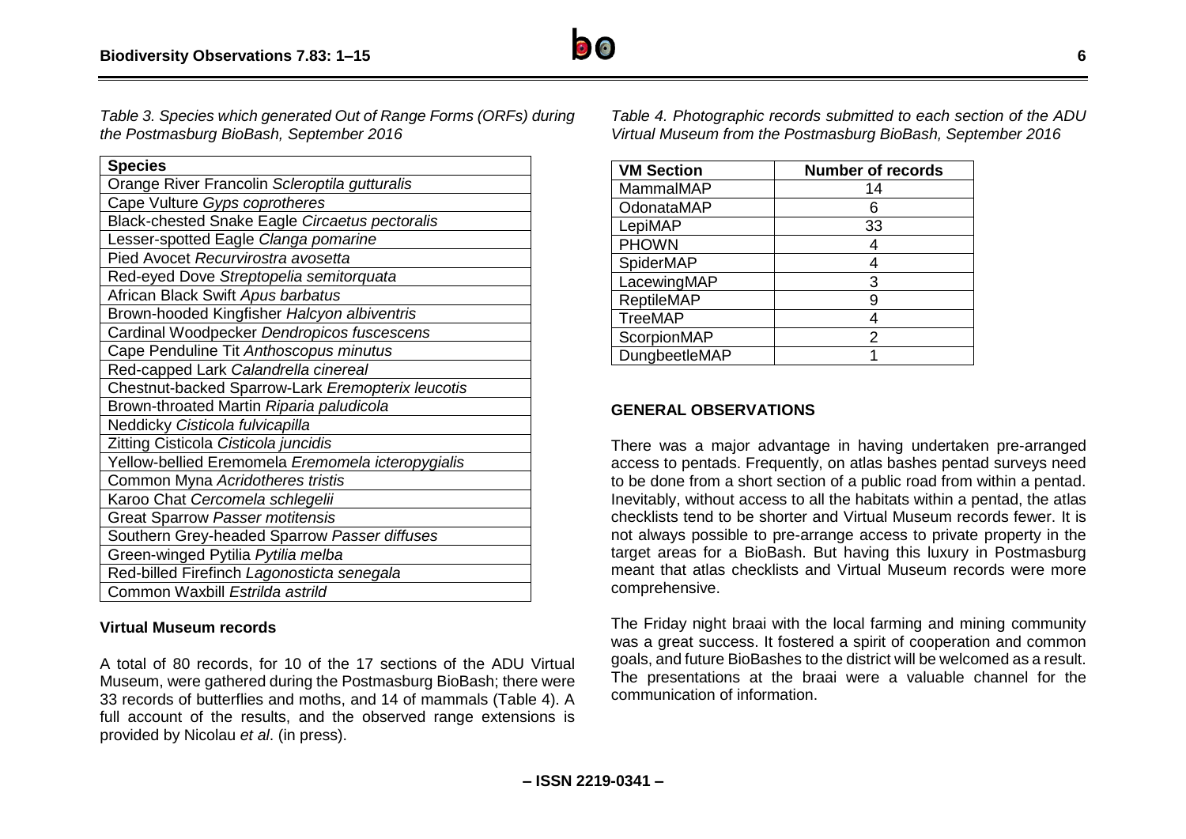*Table 3. Species which generated Out of Range Forms (ORFs) during the Postmasburg BioBash, September 2016*

| **Species** |
|---|
| Orange River Francolin *Scleroptila gutturalis* |
| Cape Vulture *Gyps coprotheres* |
| Black-chested Snake Eagle *Circaetus pectoralis* |
| Lesser-spotted Eagle *Clanga pomarine* |
| Pied Avocet *Recurvirostra avosetta* |
| Red-eyed Dove *Streptopelia semitorquata* |
| African Black Swift *Apus barbatus* |
| Brown-hooded Kingfisher *Halcyon albiventris* |
| Cardinal Woodpecker *Dendropicos fuscescens* |
| Cape Penduline Tit *Anthoscopus minutus* |
| Red-capped Lark *Calandrella cinereal* |
| Chestnut-backed Sparrow-Lark *Eremopterix leucotis* |
| Brown-throated Martin *Riparia paludicola* |
| Neddicky *Cisticola fulvicapilla* |
| Zitting Cisticola *Cisticola juncidis* |
| Yellow-bellied Eremomela *Eremomela icteropygialis* |
| Common Myna *Acridotheres tristis* |
| Karoo Chat *Cercomela schlegelii* |
| Great Sparrow *Passer motitensis* |
| Southern Grey-headed Sparrow *Passer diffuses* |
| Green-winged Pytilia *Pytilia melba* |
| Red-billed Firefinch *Lagonosticta senegala* |
| Common Waxbill *Estrilda astrild* |

**Virtual Museum records**

A total of 80 records, for 10 of the 17 sections of the ADU Virtual Museum, were gathered during the Postmasburg BioBash; there were 33 records of butterflies and moths, and 14 of mammals (Table 4). A full account of the results, and the observed range extensions is provided by Nicolau *et al*. (in press).

*Table 4. Photographic records submitted to each section of the ADU Virtual Museum from the Postmasburg BioBash, September 2016*

| **VM Section** | **Number of records** |
|---|---|
| MammalMAP | 14 |
| OdonataMAP | 6 |
| LepiMAP | 33 |
| PHOWN | 4 |
| SpiderMAP | 4 |
| LacewingMAP | 3 |
| ReptileMAP | 9 |
| TreeMAP | 4 |
| ScorpionMAP | 2 |
| DungbeetleMAP | 1 |

## GENERAL OBSERVATIONS

There was a major advantage in having undertaken pre-arranged access to pentads. Frequently, on atlas bashes pentad surveys need to be done from a short section of a public road from within a pentad. Inevitably, without access to all the habitats within a pentad, the atlas checklists tend to be shorter and Virtual Museum records fewer. It is not always possible to pre-arrange access to private property in the target areas for a BioBash. But having this luxury in Postmasburg meant that atlas checklists and Virtual Museum records were more comprehensive.

The Friday night braai with the local farming and mining community was a great success. It fostered a spirit of cooperation and common goals, and future BioBashes to the district will be welcomed as a result. The presentations at the braai were a valuable channel for the communication of information.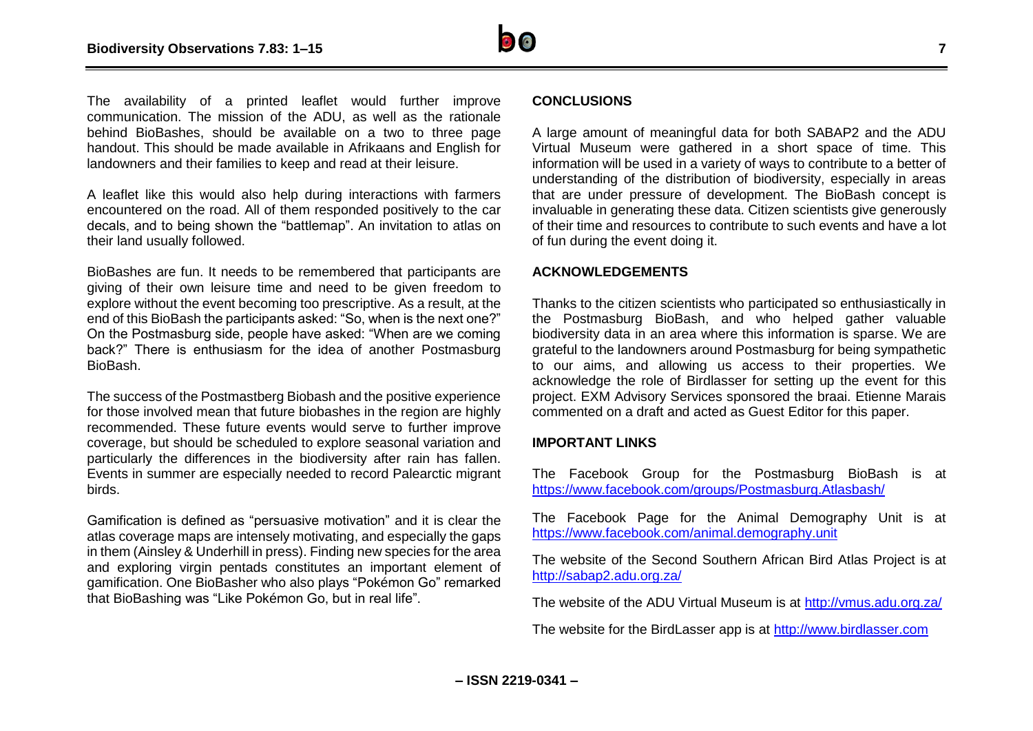The availability of a printed leaflet would further improve communication. The mission of the ADU, as well as the rationale behind BioBashes, should be available on a two to three page handout. This should be made available in Afrikaans and English for landowners and their families to keep and read at their leisure.

A leaflet like this would also help during interactions with farmers encountered on the road. All of them responded positively to the car decals, and to being shown the "battlemap". An invitation to atlas on their land usually followed.

BioBashes are fun. It needs to be remembered that participants are giving of their own leisure time and need to be given freedom to explore without the event becoming too prescriptive. As a result, at the end of this BioBash the participants asked: "So, when is the next one?" On the Postmasburg side, people have asked: "When are we coming back?" There is enthusiasm for the idea of another Postmasburg BioBash.

The success of the Postmastberg Biobash and the positive experience for those involved mean that future biobashes in the region are highly recommended. These future events would serve to further improve coverage, but should be scheduled to explore seasonal variation and particularly the differences in the biodiversity after rain has fallen. Events in summer are especially needed to record Palearctic migrant birds.

Gamification is defined as "persuasive motivation" and it is clear the atlas coverage maps are intensely motivating, and especially the gaps in them (Ainsley & Underhill in press). Finding new species for the area and exploring virgin pentads constitutes an important element of gamification. One BioBasher who also plays "Pokémon Go" remarked that BioBashing was "Like Pokémon Go, but in real life".

## CONCLUSIONS

A large amount of meaningful data for both SABAP2 and the ADU Virtual Museum were gathered in a short space of time. This information will be used in a variety of ways to contribute to a better of understanding of the distribution of biodiversity, especially in areas that are under pressure of development. The BioBash concept is invaluable in generating these data. Citizen scientists give generously of their time and resources to contribute to such events and have a lot of fun during the event doing it.

## ACKNOWLEDGEMENTS

Thanks to the citizen scientists who participated so enthusiastically in the Postmasburg BioBash, and who helped gather valuable biodiversity data in an area where this information is sparse. We are grateful to the landowners around Postmasburg for being sympathetic to our aims, and allowing us access to their properties. We acknowledge the role of Birdlasser for setting up the event for this project. EXM Advisory Services sponsored the braai. Etienne Marais commented on a draft and acted as Guest Editor for this paper.

## IMPORTANT LINKS

The Facebook Group for the Postmasburg BioBash is at https://www.facebook.com/groups/Postmasburg.Atlasbash/

The Facebook Page for the Animal Demography Unit is at https://www.facebook.com/animal.demography.unit

The website of the Second Southern African Bird Atlas Project is at http://sabap2.adu.org.za/

The website of the ADU Virtual Museum is at http://vmus.adu.org.za/

The website for the BirdLasser app is at http://www.birdlasser.com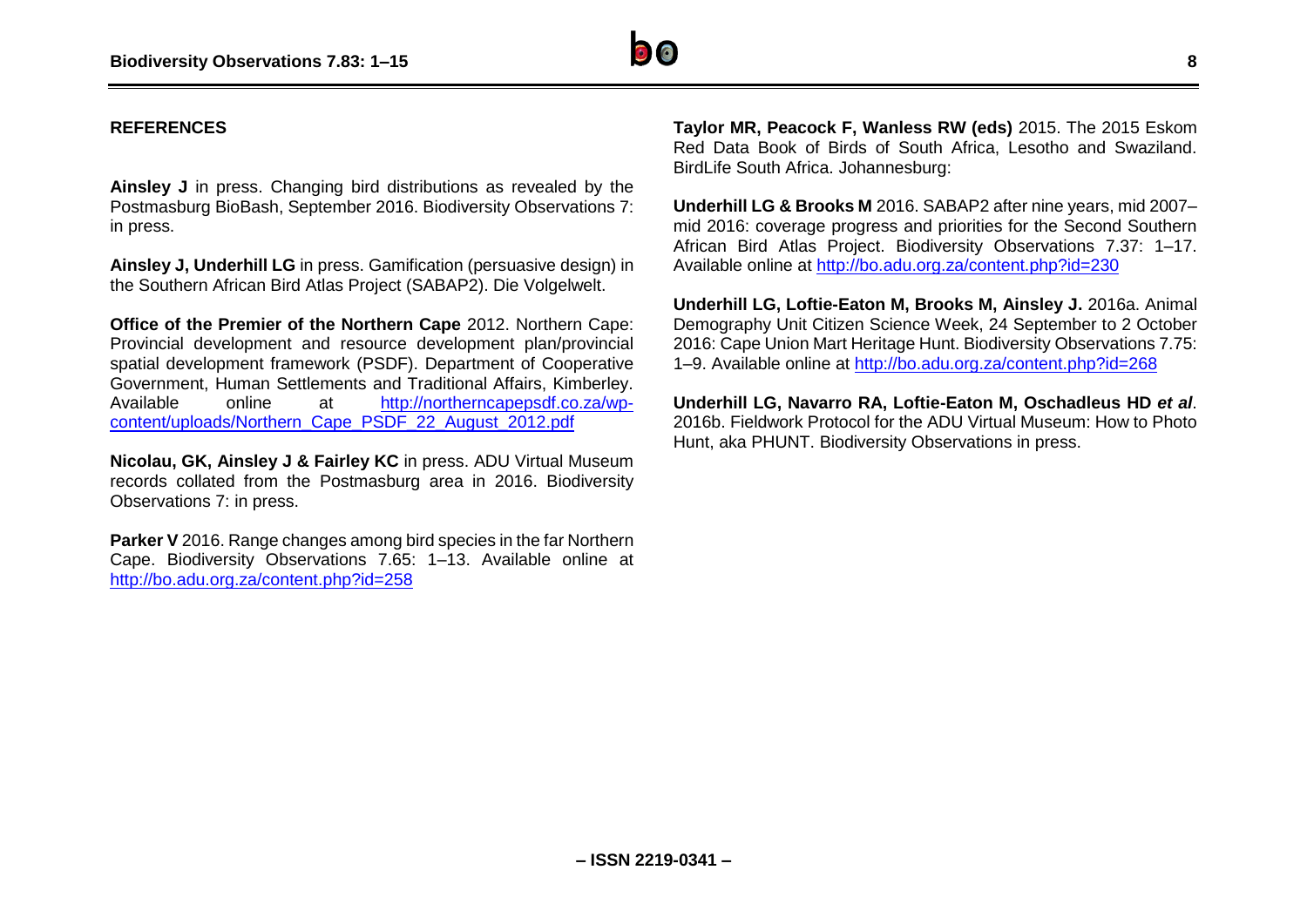## REFERENCES

**Ainsley J** in press. Changing bird distributions as revealed by the Postmasburg BioBash, September 2016. Biodiversity Observations 7: in press.

**Ainsley J, Underhill LG** in press. Gamification (persuasive design) in the Southern African Bird Atlas Project (SABAP2). Die Volgelwelt.

**Office of the Premier of the Northern Cape** 2012. Northern Cape: Provincial development and resource development plan/provincial spatial development framework (PSDF). Department of Cooperative Government, Human Settlements and Traditional Affairs, Kimberley. Available online at http://northerncapepsdf.co.za/wp-content/uploads/Northern_Cape_PSDF_22_August_2012.pdf

**Nicolau, GK, Ainsley J & Fairley KC** in press. ADU Virtual Museum records collated from the Postmasburg area in 2016. Biodiversity Observations 7: in press.

**Parker V** 2016. Range changes among bird species in the far Northern Cape. Biodiversity Observations 7.65: 1–13. Available online at http://bo.adu.org.za/content.php?id=258

**Taylor MR, Peacock F, Wanless RW (eds)** 2015. The 2015 Eskom Red Data Book of Birds of South Africa, Lesotho and Swaziland. BirdLife South Africa. Johannesburg:

**Underhill LG & Brooks M** 2016. SABAP2 after nine years, mid 2007–mid 2016: coverage progress and priorities for the Second Southern African Bird Atlas Project. Biodiversity Observations 7.37: 1–17. Available online at http://bo.adu.org.za/content.php?id=230

**Underhill LG, Loftie-Eaton M, Brooks M, Ainsley J.** 2016a. Animal Demography Unit Citizen Science Week, 24 September to 2 October 2016: Cape Union Mart Heritage Hunt. Biodiversity Observations 7.75: 1–9. Available online at http://bo.adu.org.za/content.php?id=268

**Underhill LG, Navarro RA, Loftie-Eaton M, Oschadleus HD *et al*.** 2016b. Fieldwork Protocol for the ADU Virtual Museum: How to Photo Hunt, aka PHUNT. Biodiversity Observations in press.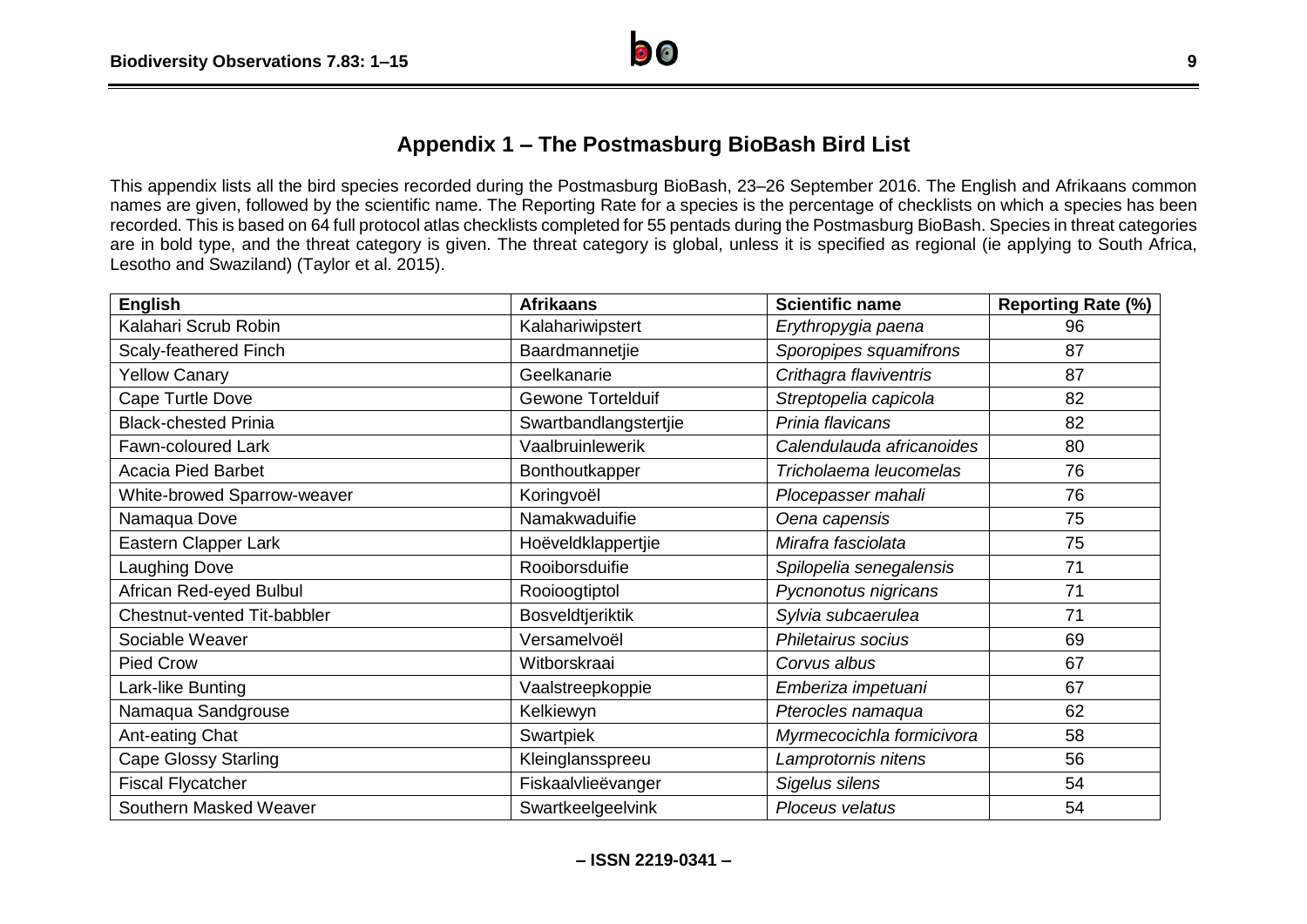## Appendix 1 – The Postmasburg BioBash Bird List

This appendix lists all the bird species recorded during the Postmasburg BioBash, 23–26 September 2016. The English and Afrikaans common names are given, followed by the scientific name. The Reporting Rate for a species is the percentage of checklists on which a species has been recorded. This is based on 64 full protocol atlas checklists completed for 55 pentads during the Postmasburg BioBash. Species in threat categories are in bold type, and the threat category is given. The threat category is global, unless it is specified as regional (ie applying to South Africa, Lesotho and Swaziland) (Taylor et al. 2015).

| English | Afrikaans | Scientific name | Reporting Rate (%) |
|---|---|---|---|
| Kalahari Scrub Robin | Kalahariwipstert | *Erythropygia paena* | 96 |
| Scaly-feathered Finch | Baardmannetjie | *Sporopipes squamifrons* | 87 |
| Yellow Canary | Geelkanarie | *Crithagra flaviventris* | 87 |
| Cape Turtle Dove | Gewone Tortelduif | *Streptopelia capicola* | 82 |
| Black-chested Prinia | Swartbandlangstertjie | *Prinia flavicans* | 82 |
| Fawn-coloured Lark | Vaalbruinlewerik | *Calendulauda africanoides* | 80 |
| Acacia Pied Barbet | Bonthoutkapper | *Tricholaema leucomelas* | 76 |
| White-browed Sparrow-weaver | Koringvoël | *Plocepasser mahali* | 76 |
| Namaqua Dove | Namakwaduifie | *Oena capensis* | 75 |
| Eastern Clapper Lark | Hoëveldklappertjie | *Mirafra fasciolata* | 75 |
| Laughing Dove | Rooiborsduifie | *Spilopelia senegalensis* | 71 |
| African Red-eyed Bulbul | Rooioogtiptol | *Pycnonotus nigricans* | 71 |
| Chestnut-vented Tit-babbler | Bosveldtjeriktik | *Sylvia subcaerulea* | 71 |
| Sociable Weaver | Versamelvoël | *Philetairus socius* | 69 |
| Pied Crow | Witborskraai | *Corvus albus* | 67 |
| Lark-like Bunting | Vaalstreepkoppie | *Emberiza impetuani* | 67 |
| Namaqua Sandgrouse | Kelkiewyn | *Pterocles namaqua* | 62 |
| Ant-eating Chat | Swartpiek | *Myrmecocichla formicivora* | 58 |
| Cape Glossy Starling | Kleinglansspreeu | *Lamprotornis nitens* | 56 |
| Fiscal Flycatcher | Fiskaalvlieëvanger | *Sigelus silens* | 54 |
| Southern Masked Weaver | Swartkeelgeelvink | *Ploceus velatus* | 54 |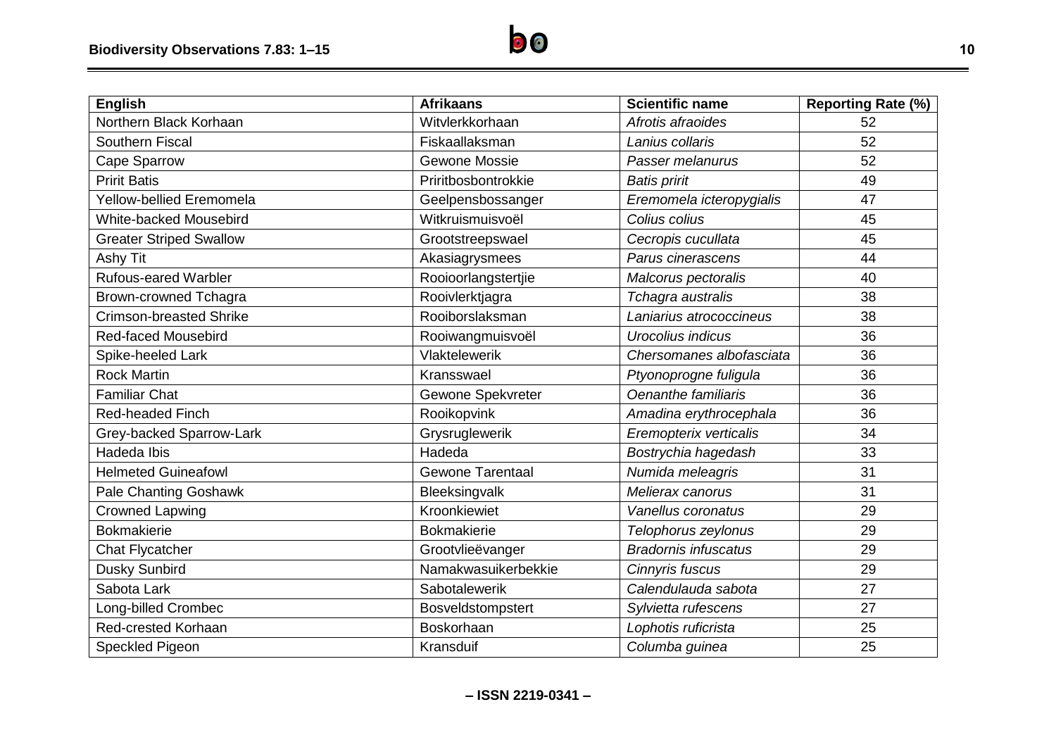| English | Afrikaans | Scientific name | Reporting Rate (%) |
|---|---|---|---|
| Northern Black Korhaan | Witvlerkkorhaan | *Afrotis afraoides* | 52 |
| Southern Fiscal | Fiskaallaksman | *Lanius collaris* | 52 |
| Cape Sparrow | Gewone Mossie | *Passer melanurus* | 52 |
| Pririt Batis | Priritbosbontrokkie | *Batis pririt* | 49 |
| Yellow-bellied Eremomela | Geelpensbossanger | *Eremomela icteropygialis* | 47 |
| White-backed Mousebird | Witkruismuisvoël | *Colius colius* | 45 |
| Greater Striped Swallow | Grootstreepswael | *Cecropis cucullata* | 45 |
| Ashy Tit | Akasiagrysmees | *Parus cinerascens* | 44 |
| Rufous-eared Warbler | Rooioorlangstertjie | *Malcorus pectoralis* | 40 |
| Brown-crowned Tchagra | Rooivlerktjagra | *Tchagra australis* | 38 |
| Crimson-breasted Shrike | Rooiborslaksman | *Laniarius atrococcineus* | 38 |
| Red-faced Mousebird | Rooiwangmuisvoël | *Urocolius indicus* | 36 |
| Spike-heeled Lark | Vlaktelewerik | *Chersomanes albofasciata* | 36 |
| Rock Martin | Kransswael | *Ptyonoprogne fuligula* | 36 |
| Familiar Chat | Gewone Spekvreter | *Oenanthe familiaris* | 36 |
| Red-headed Finch | Rooikopvink | *Amadina erythrocephala* | 36 |
| Grey-backed Sparrow-Lark | Grysruglewerik | *Eremopterix verticalis* | 34 |
| Hadeda Ibis | Hadeda | *Bostrychia hagedash* | 33 |
| Helmeted Guineafowl | Gewone Tarentaal | *Numida meleagris* | 31 |
| Pale Chanting Goshawk | Bleeksingvalk | *Melierax canorus* | 31 |
| Crowned Lapwing | Kroonkiewiet | *Vanellus coronatus* | 29 |
| Bokmakierie | Bokmakierie | *Telophorus zeylonus* | 29 |
| Chat Flycatcher | Grootvlieëvanger | *Bradornis infuscatus* | 29 |
| Dusky Sunbird | Namakwasuikerbekkie | *Cinnyris fuscus* | 29 |
| Sabota Lark | Sabotalewerik | *Calendulauda sabota* | 27 |
| Long-billed Crombec | Bosveldstompstert | *Sylvietta rufescens* | 27 |
| Red-crested Korhaan | Boskorhaan | *Lophotis ruficrista* | 25 |
| Speckled Pigeon | Kransduif | *Columba guinea* | 25 |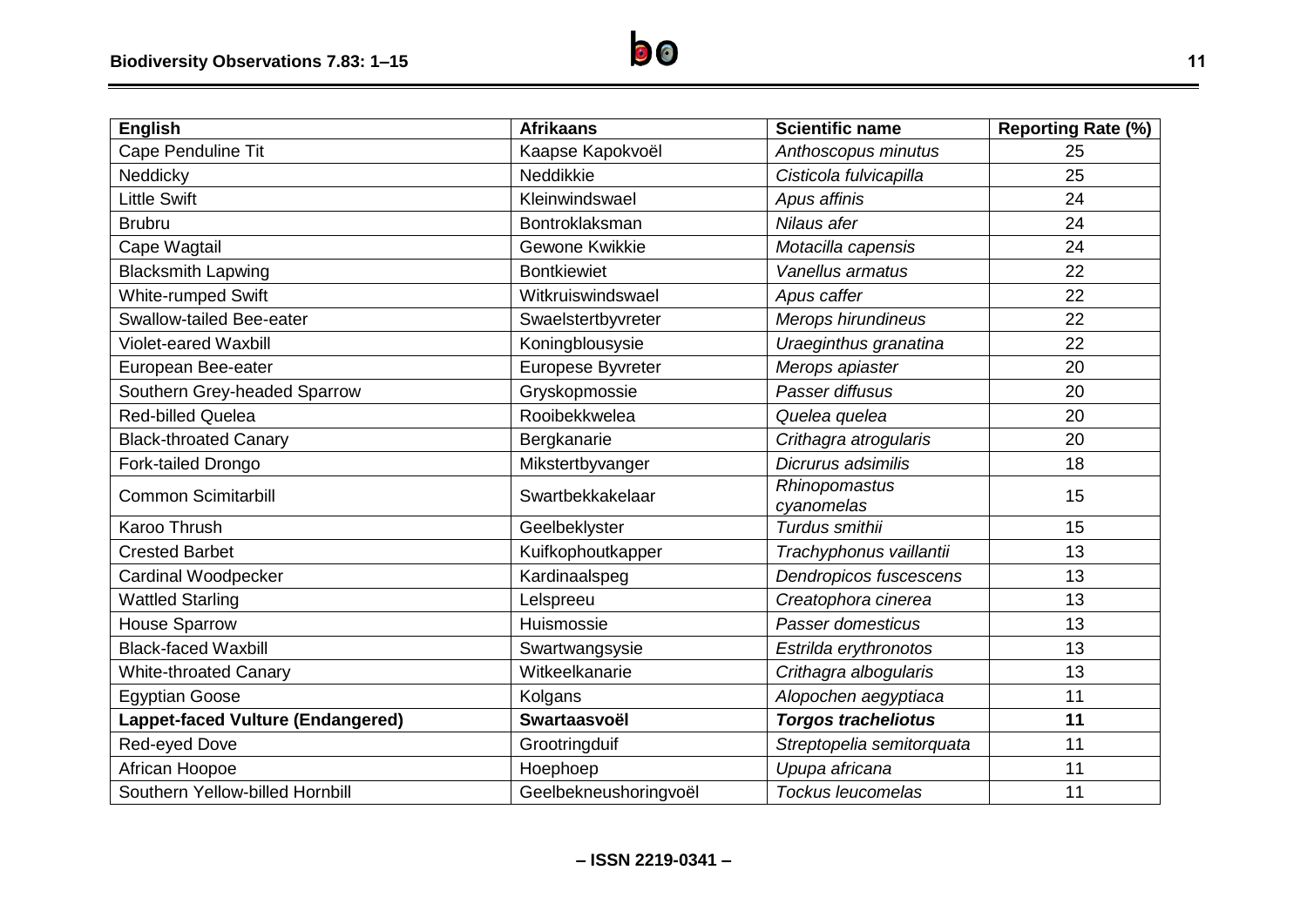| English | Afrikaans | Scientific name | Reporting Rate (%) |
|---|---|---|---|
| Cape Penduline Tit | Kaapse Kapokvoël | *Anthoscopus minutus* | 25 |
| Neddicky | Neddikkie | *Cisticola fulvicapilla* | 25 |
| Little Swift | Kleinwindswael | *Apus affinis* | 24 |
| Brubru | Bontroklaksman | *Nilaus afer* | 24 |
| Cape Wagtail | Gewone Kwikkie | *Motacilla capensis* | 24 |
| Blacksmith Lapwing | Bontkiewiet | *Vanellus armatus* | 22 |
| White-rumped Swift | Witkruiswindswael | *Apus caffer* | 22 |
| Swallow-tailed Bee-eater | Swaelstertbyvreter | *Merops hirundineus* | 22 |
| Violet-eared Waxbill | Koningblousysie | *Uraeginthus granatina* | 22 |
| European Bee-eater | Europese Byvreter | *Merops apiaster* | 20 |
| Southern Grey-headed Sparrow | Gryskopmossie | *Passer diffusus* | 20 |
| Red-billed Quelea | Rooibekkwelea | *Quelea quelea* | 20 |
| Black-throated Canary | Bergkanarie | *Crithagra atrogularis* | 20 |
| Fork-tailed Drongo | Mikstertbyvanger | *Dicrurus adsimilis* | 18 |
| Common Scimitarbill | Swartbekkakelaar | *Rhinopomastus cyanomelas* | 15 |
| Karoo Thrush | Geelbeklyster | *Turdus smithii* | 15 |
| Crested Barbet | Kuifkophoutkapper | *Trachyphonus vaillantii* | 13 |
| Cardinal Woodpecker | Kardinaalspeg | *Dendropicos fuscescens* | 13 |
| Wattled Starling | Lelspreeu | *Creatophora cinerea* | 13 |
| House Sparrow | Huismossie | *Passer domesticus* | 13 |
| Black-faced Waxbill | Swartwangsysie | *Estrilda erythronotos* | 13 |
| White-throated Canary | Witkeelkanarie | *Crithagra albogularis* | 13 |
| Egyptian Goose | Kolgans | *Alopochen aegyptiaca* | 11 |
| **Lappet-faced Vulture (Endangered)** | **Swartaasvoël** | ***Torgos tracheliotus*** | **11** |
| Red-eyed Dove | Grootringduif | *Streptopelia semitorquata* | 11 |
| African Hoopoe | Hoephoep | *Upupa africana* | 11 |
| Southern Yellow-billed Hornbill | Geelbekneushoringvoël | *Tockus leucomelas* | 11 |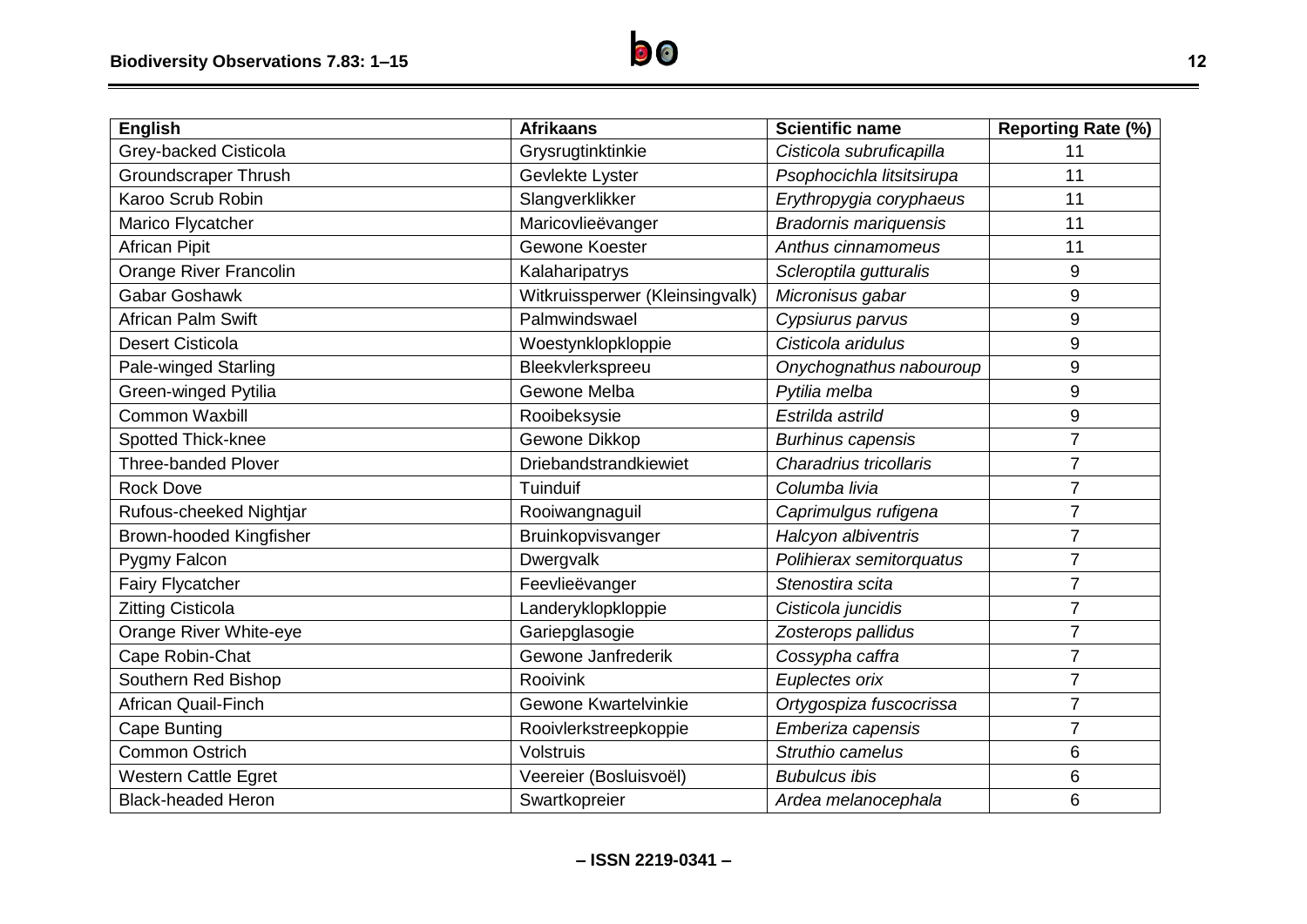| English | Afrikaans | Scientific name | Reporting Rate (%) |
|---|---|---|---|
| Grey-backed Cisticola | Grysrugtinktinkie | *Cisticola subruficapilla* | 11 |
| Groundscraper Thrush | Gevlekte Lyster | *Psophocichla litsitsirupa* | 11 |
| Karoo Scrub Robin | Slangverklikker | *Erythropygia coryphaeus* | 11 |
| Marico Flycatcher | Maricovlieëvanger | *Bradornis mariquensis* | 11 |
| African Pipit | Gewone Koester | *Anthus cinnamomeus* | 11 |
| Orange River Francolin | Kalaharipatrys | *Scleroptila gutturalis* | 9 |
| Gabar Goshawk | Witkruissperwer (Kleinsingvalk) | *Micronisus gabar* | 9 |
| African Palm Swift | Palmwindswael | *Cypsiurus parvus* | 9 |
| Desert Cisticola | Woestynklopkloppie | *Cisticola aridulus* | 9 |
| Pale-winged Starling | Bleekvlerkspreeu | *Onychognathus nabouroup* | 9 |
| Green-winged Pytilia | Gewone Melba | *Pytilia melba* | 9 |
| Common Waxbill | Rooibeksysie | *Estrilda astrild* | 9 |
| Spotted Thick-knee | Gewone Dikkop | *Burhinus capensis* | 7 |
| Three-banded Plover | Driebandstrandkiewiet | *Charadrius tricollaris* | 7 |
| Rock Dove | Tuinduif | *Columba livia* | 7 |
| Rufous-cheeked Nightjar | Rooiwangnaguil | *Caprimulgus rufigena* | 7 |
| Brown-hooded Kingfisher | Bruinkopvisvanger | *Halcyon albiventris* | 7 |
| Pygmy Falcon | Dwergvalk | *Polihierax semitorquatus* | 7 |
| Fairy Flycatcher | Feevlieëvanger | *Stenostira scita* | 7 |
| Zitting Cisticola | Landeryklopkloppie | *Cisticola juncidis* | 7 |
| Orange River White-eye | Gariepglasogie | *Zosterops pallidus* | 7 |
| Cape Robin-Chat | Gewone Janfrederik | *Cossypha caffra* | 7 |
| Southern Red Bishop | Rooivink | *Euplectes orix* | 7 |
| African Quail-Finch | Gewone Kwartelvinkie | *Ortygospiza fuscocrissa* | 7 |
| Cape Bunting | Rooivlerkstreepkoppie | *Emberiza capensis* | 7 |
| Common Ostrich | Volstruis | *Struthio camelus* | 6 |
| Western Cattle Egret | Veereier (Bosluisvoël) | *Bubulcus ibis* | 6 |
| Black-headed Heron | Swartkopreier | *Ardea melanocephala* | 6 |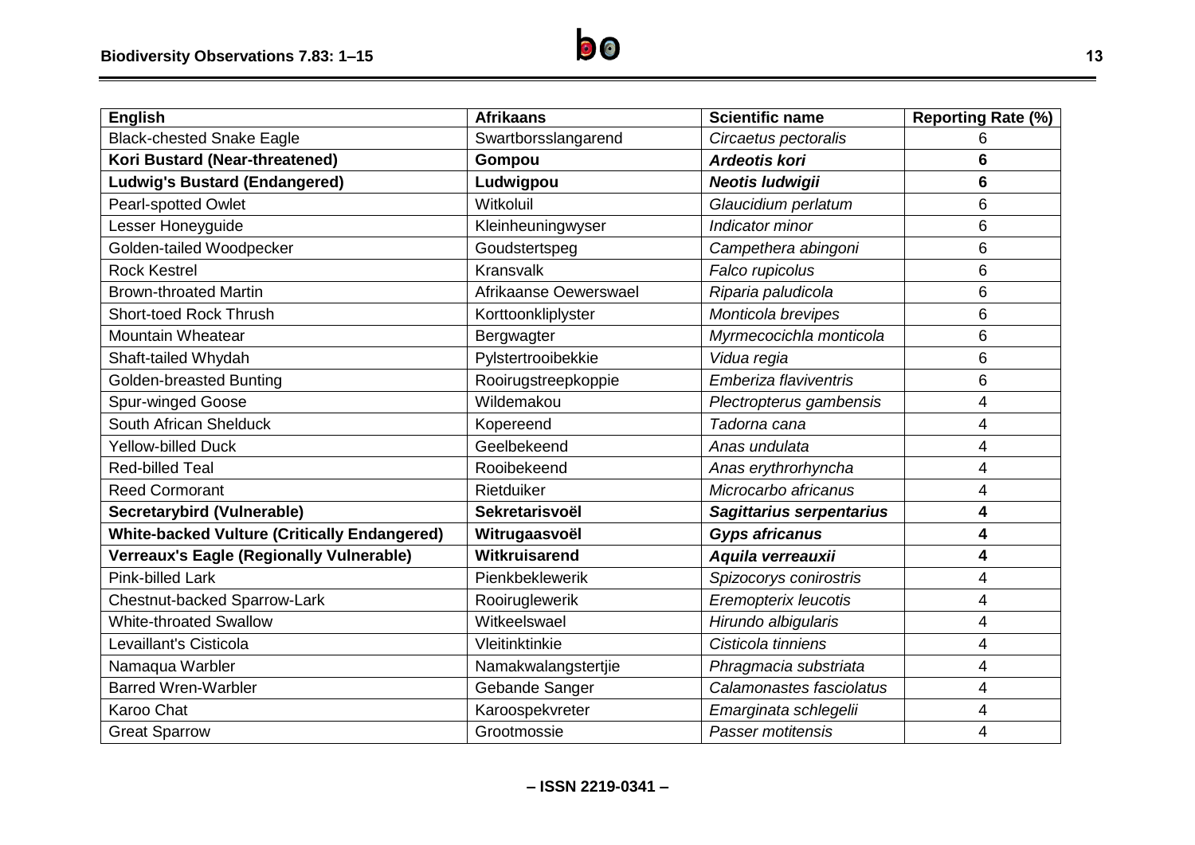| English | Afrikaans | Scientific name | Reporting Rate (%) |
|---|---|---|---|
| Black-chested Snake Eagle | Swartborsslangarend | *Circaetus pectoralis* | 6 |
| **Kori Bustard (Near-threatened)** | **Gompou** | ***Ardeotis kori*** | **6** |
| **Ludwig's Bustard (Endangered)** | **Ludwigpou** | ***Neotis ludwigii*** | **6** |
| Pearl-spotted Owlet | Witkoluil | *Glaucidium perlatum* | 6 |
| Lesser Honeyguide | Kleinheuningwyser | *Indicator minor* | 6 |
| Golden-tailed Woodpecker | Goudstertspeg | *Campethera abingoni* | 6 |
| Rock Kestrel | Kransvalk | *Falco rupicolus* | 6 |
| Brown-throated Martin | Afrikaanse Oewerswael | *Riparia paludicola* | 6 |
| Short-toed Rock Thrush | Korttoonkliplyster | *Monticola brevipes* | 6 |
| Mountain Wheatear | Bergwagter | *Myrmecocichla monticola* | 6 |
| Shaft-tailed Whydah | Pylstertrooibekkie | *Vidua regia* | 6 |
| Golden-breasted Bunting | Rooirugstreepkoppie | *Emberiza flaviventris* | 6 |
| Spur-winged Goose | Wildemakou | *Plectropterus gambensis* | 4 |
| South African Shelduck | Kopereend | *Tadorna cana* | 4 |
| Yellow-billed Duck | Geelbekeend | *Anas undulata* | 4 |
| Red-billed Teal | Rooibekeend | *Anas erythrorhyncha* | 4 |
| Reed Cormorant | Rietduiker | *Microcarbo africanus* | 4 |
| **Secretarybird (Vulnerable)** | **Sekretarisvoël** | ***Sagittarius serpentarius*** | **4** |
| **White-backed Vulture (Critically Endangered)** | **Witrugaasvoël** | ***Gyps africanus*** | **4** |
| **Verreaux's Eagle (Regionally Vulnerable)** | **Witkruisarend** | ***Aquila verreauxii*** | **4** |
| Pink-billed Lark | Pienkbeklewerik | *Spizocorys conirostris* | 4 |
| Chestnut-backed Sparrow-Lark | Rooiruglewerik | *Eremopterix leucotis* | 4 |
| White-throated Swallow | Witkeelswael | *Hirundo albigularis* | 4 |
| Levaillant's Cisticola | Vleitinktinkie | *Cisticola tinniens* | 4 |
| Namaqua Warbler | Namakwalangstertjie | *Phragmacia substriata* | 4 |
| Barred Wren-Warbler | Gebande Sanger | *Calamonastes fasciolatus* | 4 |
| Karoo Chat | Karoospekvreter | *Emarginata schlegelii* | 4 |
| Great Sparrow | Grootmossie | *Passer motitensis* | 4 |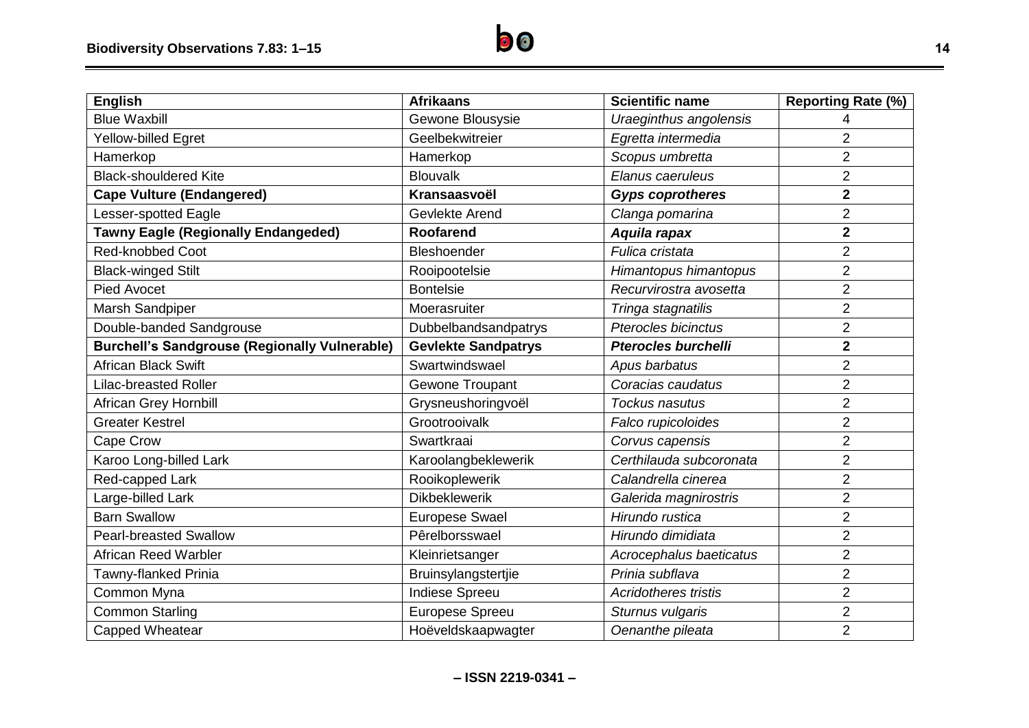| English | Afrikaans | Scientific name | Reporting Rate (%) |
|---|---|---|---|
| Blue Waxbill | Gewone Blousysie | *Uraeginthus angolensis* | 4 |
| Yellow-billed Egret | Geelbekwitreier | *Egretta intermedia* | 2 |
| Hamerkop | Hamerkop | *Scopus umbretta* | 2 |
| Black-shouldered Kite | Blouvalk | *Elanus caeruleus* | 2 |
| **Cape Vulture (Endangered)** | **Kransaasvoël** | ***Gyps coprotheres*** | **2** |
| Lesser-spotted Eagle | Gevlekte Arend | *Clanga pomarina* | 2 |
| **Tawny Eagle (Regionally Endangeded)** | **Roofarend** | ***Aquila rapax*** | **2** |
| Red-knobbed Coot | Bleshoender | *Fulica cristata* | 2 |
| Black-winged Stilt | Rooipootelsie | *Himantopus himantopus* | 2 |
| Pied Avocet | Bontelsie | *Recurvirostra avosetta* | 2 |
| Marsh Sandpiper | Moerasruiter | *Tringa stagnatilis* | 2 |
| Double-banded Sandgrouse | Dubbelbandsandpatrys | *Pterocles bicinctus* | 2 |
| **Burchell's Sandgrouse (Regionally Vulnerable)** | **Gevlekte Sandpatrys** | ***Pterocles burchelli*** | **2** |
| African Black Swift | Swartwindswael | *Apus barbatus* | 2 |
| Lilac-breasted Roller | Gewone Troupant | *Coracias caudatus* | 2 |
| African Grey Hornbill | Grysneushoringvoël | *Tockus nasutus* | 2 |
| Greater Kestrel | Grootrooivalk | *Falco rupicoloides* | 2 |
| Cape Crow | Swartkraai | *Corvus capensis* | 2 |
| Karoo Long-billed Lark | Karoolangbeklewerik | *Certhilauda subcoronata* | 2 |
| Red-capped Lark | Rooikoplewerik | *Calandrella cinerea* | 2 |
| Large-billed Lark | Dikbeklewerik | *Galerida magnirostris* | 2 |
| Barn Swallow | Europese Swael | *Hirundo rustica* | 2 |
| Pearl-breasted Swallow | Pêrelborsswael | *Hirundo dimidiata* | 2 |
| African Reed Warbler | Kleinrietsanger | *Acrocephalus baeticatus* | 2 |
| Tawny-flanked Prinia | Bruinsylangstertjie | *Prinia subflava* | 2 |
| Common Myna | Indiese Spreeu | *Acridotheres tristis* | 2 |
| Common Starling | Europese Spreeu | *Sturnus vulgaris* | 2 |
| Capped Wheatear | Hoëveldskaapwagter | *Oenanthe pileata* | 2 |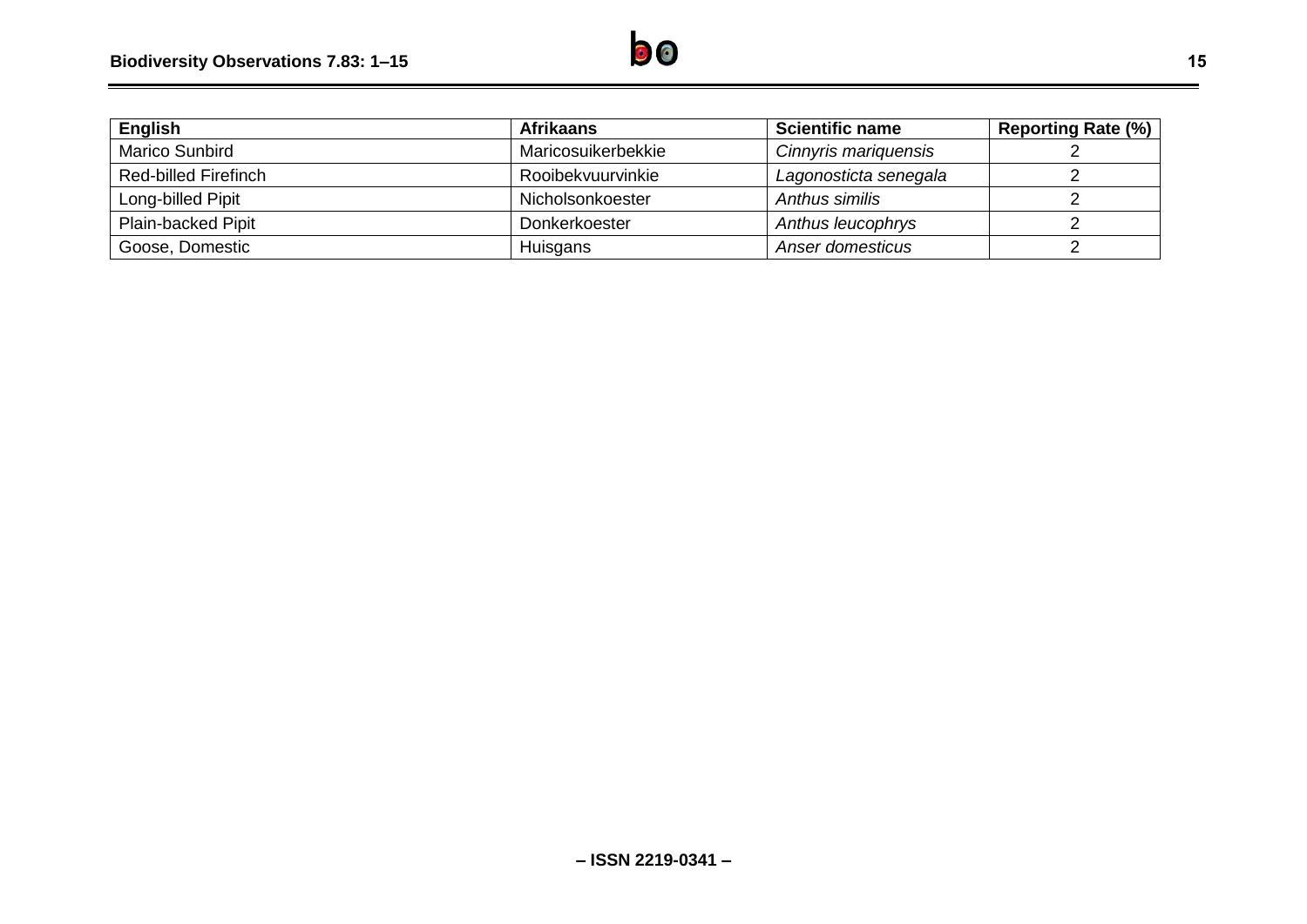| English | Afrikaans | Scientific name | Reporting Rate (%) |
|---|---|---|---|
| Marico Sunbird | Maricosuikerbekkie | *Cinnyris mariquensis* | 2 |
| Red-billed Firefinch | Rooibekvuurvinkie | *Lagonosticta senegala* | 2 |
| Long-billed Pipit | Nicholsonkoester | *Anthus similis* | 2 |
| Plain-backed Pipit | Donkerkoester | *Anthus leucophrys* | 2 |
| Goose, Domestic | Huisgans | *Anser domesticus* | 2 |